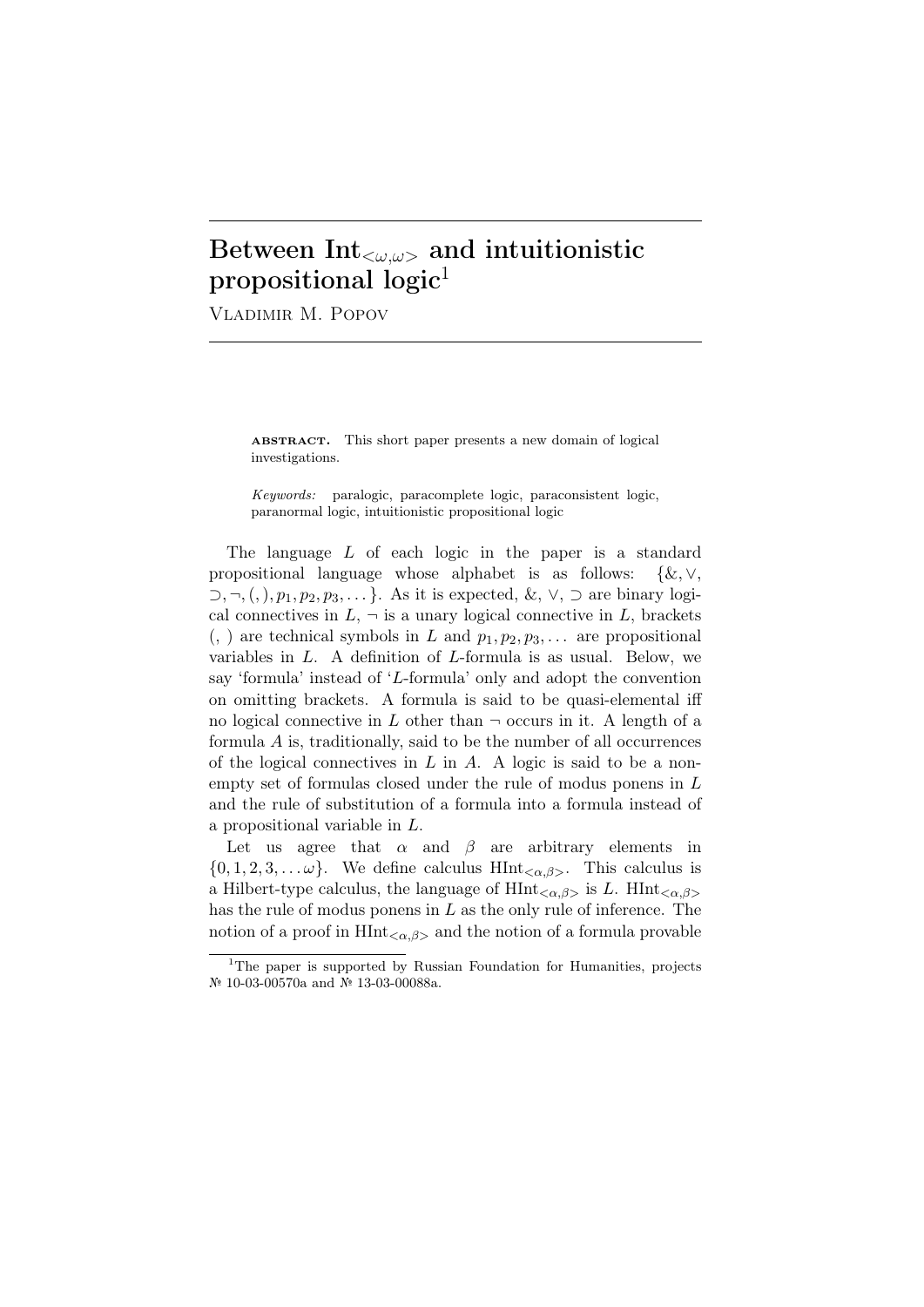# Between $\text{Int}_{<\omega,\omega>}$ and intuitionistic propositional logic[1]

Vladimir M. Popov

**ABSTRACT.** This short paper presents a new domain of logical investigations.

*Keywords:* paralogic, paracomplete logic, paraconsistent logic, paranormal logic, intuitionistic propositional logic

The language $L$ of each logic in the paper is a standard propositional language whose alphabet is as follows: $\{\&, \vee, \supset, \neg, (, ), p_1, p_2, p_3, \dots\}$. As it is expected, $\&$, $\vee$, $\supset$ are binary logical connectives in $L$, $\neg$ is a unary logical connective in $L$, brackets (, ) are technical symbols in $L$ and $p_1, p_2, p_3, \dots$ are propositional variables in $L$. A definition of $L$-formula is as usual. Below, we say 'formula' instead of '$L$-formula' only and adopt the convention on omitting brackets. A formula is said to be quasi-elemental iff no logical connective in $L$ other than $\neg$ occurs in it. A length of a formula $A$ is, traditionally, said to be the number of all occurrences of the logical connectives in $L$ in $A$. A logic is said to be a nonempty set of formulas closed under the rule of modus ponens in $L$ and the rule of substitution of a formula into a formula instead of a propositional variable in $L$.

Let us agree that $\alpha$ and $\beta$ are arbitrary elements in $\{0, 1, 2, 3, \dots \omega\}$. We define calculus $\text{HInt}_{<\alpha,\beta>}$. This calculus is a Hilbert-type calculus, the language of $\text{HInt}_{<\alpha,\beta>}$ is $L$. $\text{HInt}_{<\alpha,\beta>}$ has the rule of modus ponens in $L$ as the only rule of inference. The notion of a proof in $\text{HInt}_{<\alpha,\beta>}$ and the notion of a formula provable

[1] The paper is supported by Russian Foundation for Humanities, projects № 10-03-00570a and № 13-03-00088a.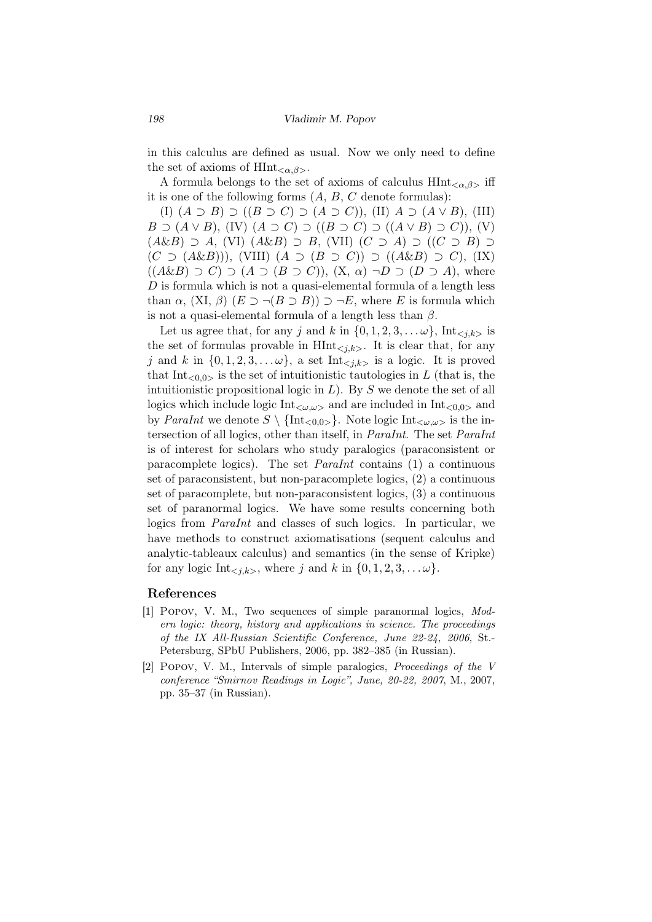in this calculus are defined as usual. Now we only need to define the set of axioms of $\mathrm{HInt}_{<\alpha,\beta>}$.

A formula belongs to the set of axioms of calculus $\mathrm{HInt}_{<\alpha,\beta>}$ iff it is one of the following forms ($A$, $B$, $C$ denote formulas):

(I) $(A \supset B) \supset ((B \supset C) \supset (A \supset C))$, (II) $A \supset (A \vee B)$, (III) $B \supset (A \vee B)$, (IV) $(A \supset C) \supset ((B \supset C) \supset ((A \vee B) \supset C))$, (V) $(A \& B) \supset A$, (VI) $(A \& B) \supset B$, (VII) $(C \supset A) \supset ((C \supset B) \supset (C \supset (A \& B)))$, (VIII) $(A \supset (B \supset C)) \supset ((A \& B) \supset C)$, (IX) $((A \& B) \supset C) \supset (A \supset (B \supset C))$, (X, $\alpha$) $\neg D \supset (D \supset A)$, where $D$ is formula which is not a quasi-elemental formula of a length less than $\alpha$, (XI, $\beta$) $(E \supset \neg(B \supset B)) \supset \neg E$, where $E$ is formula which is not a quasi-elemental formula of a length less than $\beta$.

Let us agree that, for any $j$ and $k$ in $\{0, 1, 2, 3, \ldots \omega\}$, $\mathrm{Int}_{<j,k>}$ is the set of formulas provable in $\mathrm{HInt}_{<j,k>}$. It is clear that, for any $j$ and $k$ in $\{0, 1, 2, 3, \ldots \omega\}$, a set $\mathrm{Int}_{<j,k>}$ is a logic. It is proved that $\mathrm{Int}_{<0,0>}$ is the set of intuitionistic tautologies in $L$ (that is, the intuitionistic propositional logic in $L$). By $S$ we denote the set of all logics which include logic $\mathrm{Int}_{<\omega,\omega>}$ and are included in $\mathrm{Int}_{<0,0>}$ and by *ParaInt* we denote $S \setminus \{\mathrm{Int}_{<0,0>}\}$. Note logic $\mathrm{Int}_{<\omega,\omega>}$ is the intersection of all logics, other than itself, in *ParaInt*. The set *ParaInt* is of interest for scholars who study paralogics (paraconsistent or paracomplete logics). The set *ParaInt* contains (1) a continuous set of paraconsistent, but non-paracomplete logics, (2) a continuous set of paracomplete, but non-paraconsistent logics, (3) a continuous set of paranormal logics. We have some results concerning both logics from *ParaInt* and classes of such logics. In particular, we have methods to construct axiomatisations (sequent calculus and analytic-tableaux calculus) and semantics (in the sense of Kripke) for any logic $\mathrm{Int}_{<j,k>}$, where $j$ and $k$ in $\{0, 1, 2, 3, \ldots \omega\}$.

## References

[1] Popov, V. M., Two sequences of simple paranormal logics, *Modern logic: theory, history and applications in science. The proceedings of the IX All-Russian Scientific Conference, June 22-24, 2006*, St.-Petersburg, SPbU Publishers, 2006, pp. 382–385 (in Russian).

[2] Popov, V. M., Intervals of simple paralogics, *Proceedings of the V conference "Smirnov Readings in Logic", June, 20-22, 2007*, M., 2007, pp. 35–37 (in Russian).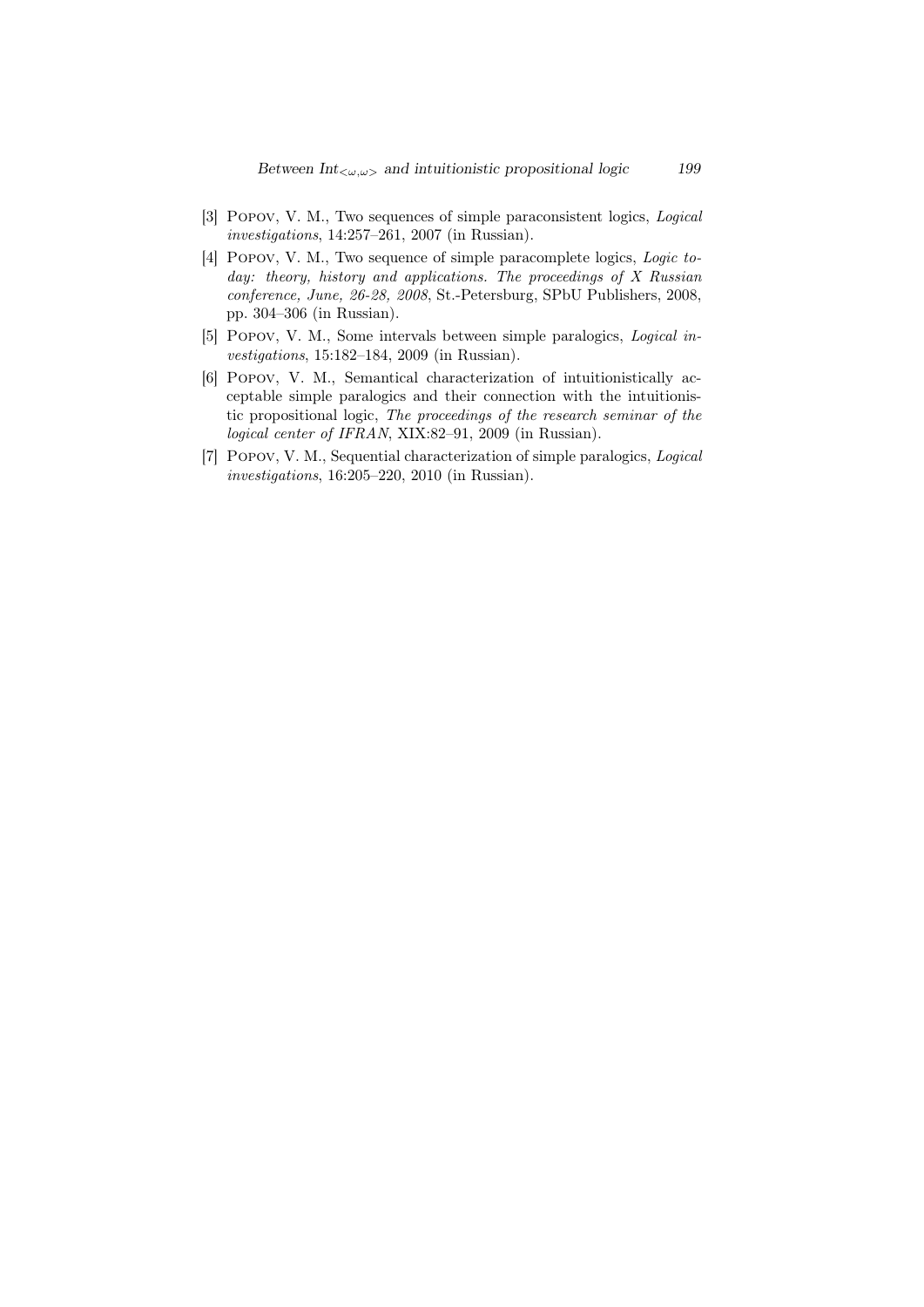[3] Popov, V. M., Two sequences of simple paraconsistent logics, *Logical investigations*, 14:257–261, 2007 (in Russian).

[4] Popov, V. M., Two sequence of simple paracomplete logics, *Logic today: theory, history and applications. The proceedings of X Russian conference, June, 26-28, 2008*, St.-Petersburg, SPbU Publishers, 2008, pp. 304–306 (in Russian).

[5] Popov, V. M., Some intervals between simple paralogics, *Logical investigations*, 15:182–184, 2009 (in Russian).

[6] Popov, V. M., Semantical characterization of intuitionistically acceptable simple paralogics and their connection with the intuitionistic propositional logic, *The proceedings of the research seminar of the logical center of IFRAN*, XIX:82–91, 2009 (in Russian).

[7] Popov, V. M., Sequential characterization of simple paralogics, *Logical investigations*, 16:205–220, 2010 (in Russian).